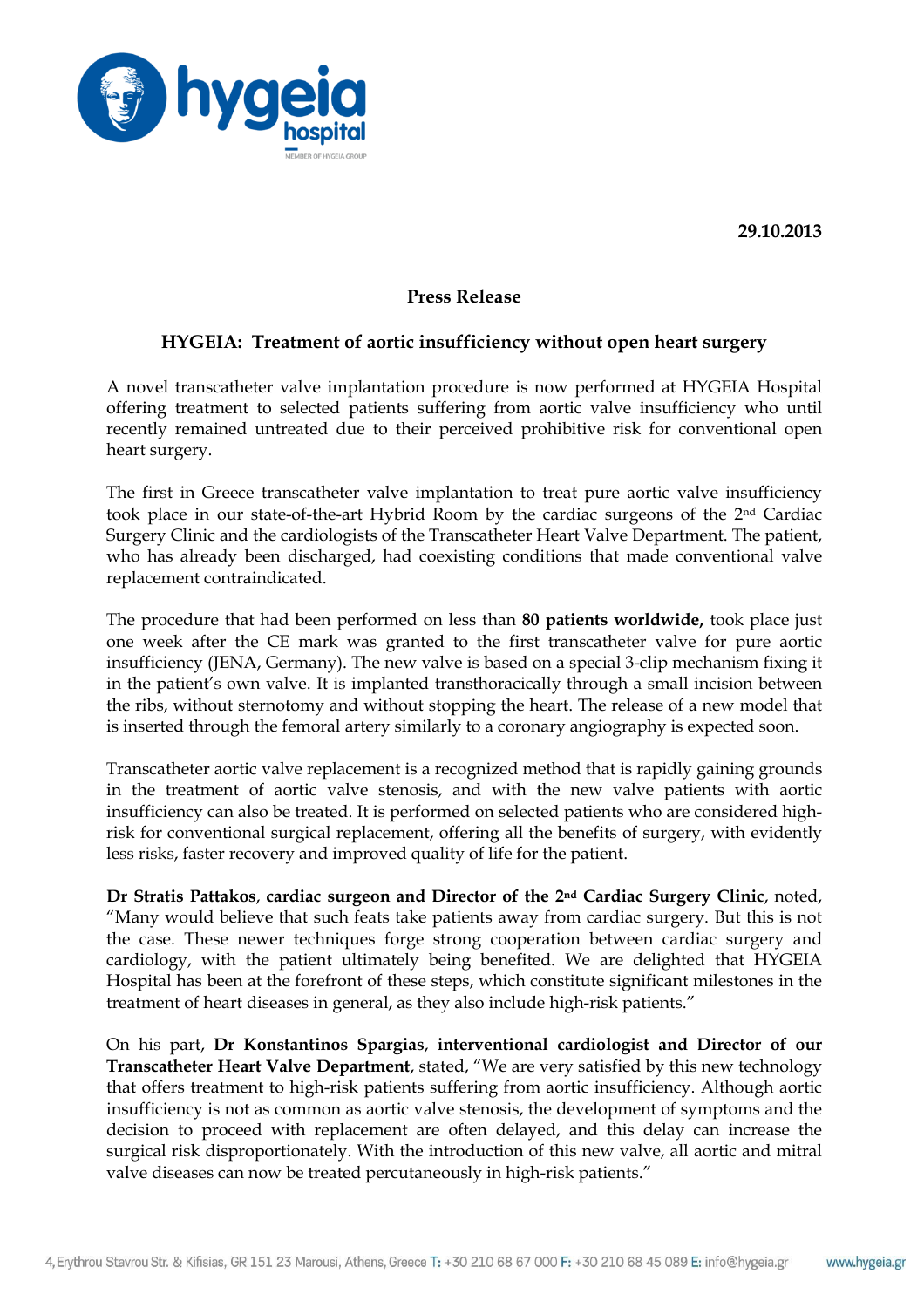**29.10.2013**

**Press Release**

## HYGEIA: Treatment of aortic insufficiency without open heart surgery

A novel transcatheter valve implantation procedure is now performed at HYGEIA Hospital offering treatment to selected patients suffering from aortic valve insufficiency who until recently remained untreated due to their perceived prohibitive risk for conventional open heart surgery.

The first in Greece transcatheter valve implantation to treat pure aortic valve insufficiency took place in our state-of-the-art Hybrid Room by the cardiac surgeons of the 2nd Cardiac Surgery Clinic and the cardiologists of the Transcatheter Heart Valve Department. The patient, who has already been discharged, had coexisting conditions that made conventional valve replacement contraindicated.

The procedure that had been performed on less than **80 patients worldwide,** took place just one week after the CE mark was granted to the first transcatheter valve for pure aortic insufficiency (JENA, Germany). The new valve is based on a special 3-clip mechanism fixing it in the patient's own valve. It is implanted transthoracically through a small incision between the ribs, without sternotomy and without stopping the heart. The release of a new model that is inserted through the femoral artery similarly to a coronary angiography is expected soon.

Transcatheter aortic valve replacement is a recognized method that is rapidly gaining grounds in the treatment of aortic valve stenosis, and with the new valve patients with aortic insufficiency can also be treated. It is performed on selected patients who are considered high-risk for conventional surgical replacement, offering all the benefits of surgery, with evidently less risks, faster recovery and improved quality of life for the patient.

**Dr Stratis Pattakos**, **cardiac surgeon and Director of the 2nd Cardiac Surgery Clinic**, noted, "Many would believe that such feats take patients away from cardiac surgery. But this is not the case. These newer techniques forge strong cooperation between cardiac surgery and cardiology, with the patient ultimately being benefited. We are delighted that HYGEIA Hospital has been at the forefront of these steps, which constitute significant milestones in the treatment of heart diseases in general, as they also include high-risk patients."

On his part, **Dr Konstantinos Spargias**, **interventional cardiologist and Director of our Transcatheter Heart Valve Department**, stated, "We are very satisfied by this new technology that offers treatment to high-risk patients suffering from aortic insufficiency. Although aortic insufficiency is not as common as aortic valve stenosis, the development of symptoms and the decision to proceed with replacement are often delayed, and this delay can increase the surgical risk disproportionately. With the introduction of this new valve, all aortic and mitral valve diseases can now be treated percutaneously in high-risk patients."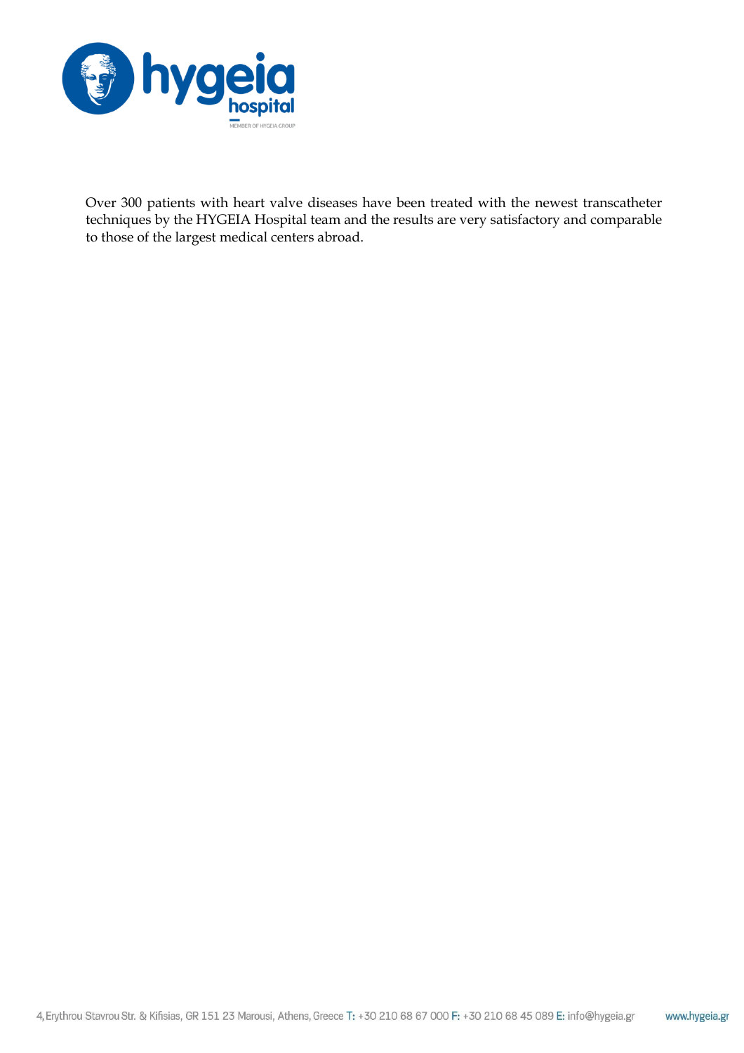Over 300 patients with heart valve diseases have been treated with the newest transcatheter techniques by the HYGEIA Hospital team and the results are very satisfactory and comparable to those of the largest medical centers abroad.